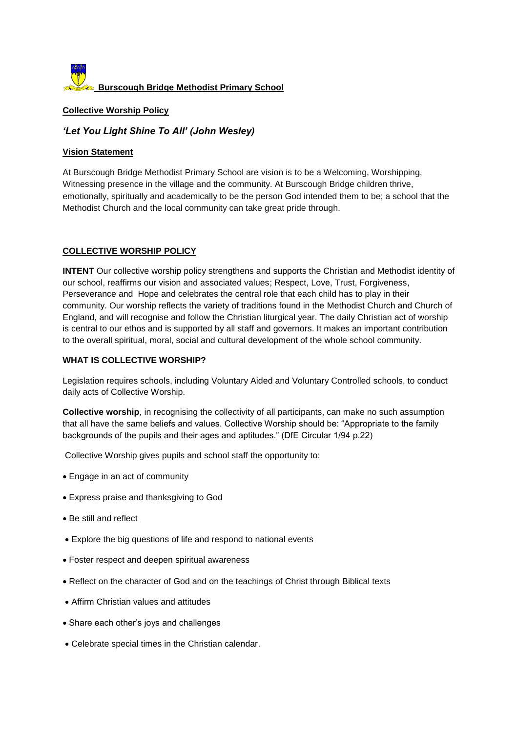# Burscough Bridge Methodist Primary School

## Collective Worship Policy

### *'Let You Light Shine To All' (John Wesley)*

### Vision Statement

At Burscough Bridge Methodist Primary School are vision is to be a Welcoming, Worshipping, Witnessing presence in the village and the community. At Burscough Bridge children thrive, emotionally, spiritually and academically to be the person God intended them to be; a school that the Methodist Church and the local community can take great pride through.

## COLLECTIVE WORSHIP POLICY

**INTENT** Our collective worship policy strengthens and supports the Christian and Methodist identity of our school, reaffirms our vision and associated values; Respect, Love, Trust, Forgiveness, Perseverance and Hope and celebrates the central role that each child has to play in their community. Our worship reflects the variety of traditions found in the Methodist Church and Church of England, and will recognise and follow the Christian liturgical year. The daily Christian act of worship is central to our ethos and is supported by all staff and governors. It makes an important contribution to the overall spiritual, moral, social and cultural development of the whole school community.

### WHAT IS COLLECTIVE WORSHIP?

Legislation requires schools, including Voluntary Aided and Voluntary Controlled schools, to conduct daily acts of Collective Worship.

**Collective worship**, in recognising the collectivity of all participants, can make no such assumption that all have the same beliefs and values. Collective Worship should be: "Appropriate to the family backgrounds of the pupils and their ages and aptitudes." (DfE Circular 1/94 p.22)

Collective Worship gives pupils and school staff the opportunity to:

- Engage in an act of community
- Express praise and thanksgiving to God
- Be still and reflect
- Explore the big questions of life and respond to national events
- Foster respect and deepen spiritual awareness
- Reflect on the character of God and on the teachings of Christ through Biblical texts
- Affirm Christian values and attitudes
- Share each other's joys and challenges
- Celebrate special times in the Christian calendar.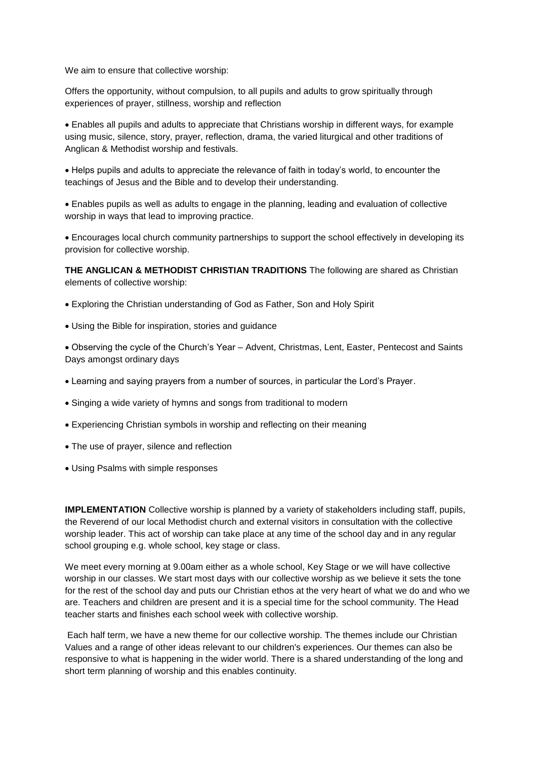We aim to ensure that collective worship:

Offers the opportunity, without compulsion, to all pupils and adults to grow spiritually through experiences of prayer, stillness, worship and reflection

- Enables all pupils and adults to appreciate that Christians worship in different ways, for example using music, silence, story, prayer, reflection, drama, the varied liturgical and other traditions of Anglican & Methodist worship and festivals.
- Helps pupils and adults to appreciate the relevance of faith in today's world, to encounter the teachings of Jesus and the Bible and to develop their understanding.
- Enables pupils as well as adults to engage in the planning, leading and evaluation of collective worship in ways that lead to improving practice.
- Encourages local church community partnerships to support the school effectively in developing its provision for collective worship.

**THE ANGLICAN & METHODIST CHRISTIAN TRADITIONS** The following are shared as Christian elements of collective worship:

- Exploring the Christian understanding of God as Father, Son and Holy Spirit
- Using the Bible for inspiration, stories and guidance
- Observing the cycle of the Church's Year – Advent, Christmas, Lent, Easter, Pentecost and Saints Days amongst ordinary days
- Learning and saying prayers from a number of sources, in particular the Lord's Prayer.
- Singing a wide variety of hymns and songs from traditional to modern
- Experiencing Christian symbols in worship and reflecting on their meaning
- The use of prayer, silence and reflection
- Using Psalms with simple responses

**IMPLEMENTATION** Collective worship is planned by a variety of stakeholders including staff, pupils, the Reverend of our local Methodist church and external visitors in consultation with the collective worship leader. This act of worship can take place at any time of the school day and in any regular school grouping e.g. whole school, key stage or class.

We meet every morning at 9.00am either as a whole school, Key Stage or we will have collective worship in our classes. We start most days with our collective worship as we believe it sets the tone for the rest of the school day and puts our Christian ethos at the very heart of what we do and who we are. Teachers and children are present and it is a special time for the school community. The Head teacher starts and finishes each school week with collective worship.

Each half term, we have a new theme for our collective worship. The themes include our Christian Values and a range of other ideas relevant to our children's experiences. Our themes can also be responsive to what is happening in the wider world. There is a shared understanding of the long and short term planning of worship and this enables continuity.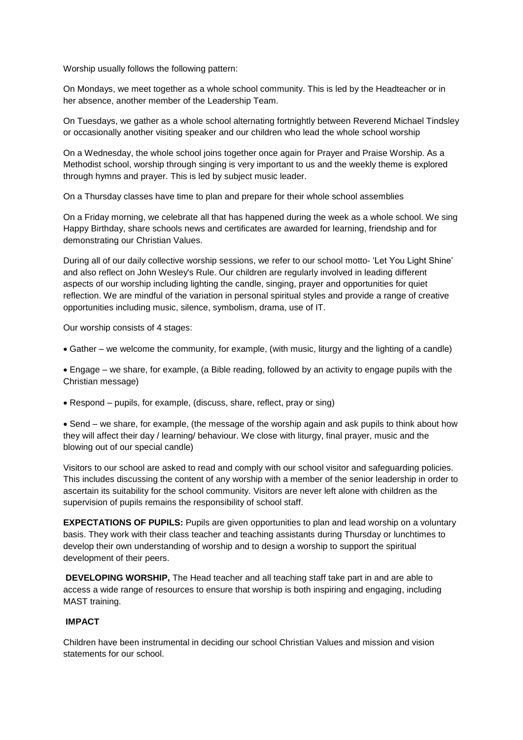Worship usually follows the following pattern:

On Mondays, we meet together as a whole school community. This is led by the Headteacher or in her absence, another member of the Leadership Team.

On Tuesdays, we gather as a whole school alternating fortnightly between Reverend Michael Tindsley or occasionally another visiting speaker and our children who lead the whole school worship

On a Wednesday, the whole school joins together once again for Prayer and Praise Worship. As a Methodist school, worship through singing is very important to us and the weekly theme is explored through hymns and prayer. This is led by subject music leader.

On a Thursday classes have time to plan and prepare for their whole school assemblies

On a Friday morning, we celebrate all that has happened during the week as a whole school. We sing Happy Birthday, share schools news and certificates are awarded for learning, friendship and for demonstrating our Christian Values.

During all of our daily collective worship sessions, we refer to our school motto- 'Let You Light Shine' and also reflect on John Wesley's Rule. Our children are regularly involved in leading different aspects of our worship including lighting the candle, singing, prayer and opportunities for quiet reflection. We are mindful of the variation in personal spiritual styles and provide a range of creative opportunities including music, silence, symbolism, drama, use of IT.

Our worship consists of 4 stages:

- Gather – we welcome the community, for example, (with music, liturgy and the lighting of a candle)
- Engage – we share, for example, (a Bible reading, followed by an activity to engage pupils with the Christian message)
- Respond – pupils, for example, (discuss, share, reflect, pray or sing)
- Send – we share, for example, (the message of the worship again and ask pupils to think about how they will affect their day / learning/ behaviour. We close with liturgy, final prayer, music and the blowing out of our special candle)

Visitors to our school are asked to read and comply with our school visitor and safeguarding policies. This includes discussing the content of any worship with a member of the senior leadership in order to ascertain its suitability for the school community. Visitors are never left alone with children as the supervision of pupils remains the responsibility of school staff.

**EXPECTATIONS OF PUPILS:** Pupils are given opportunities to plan and lead worship on a voluntary basis. They work with their class teacher and teaching assistants during Thursday or lunchtimes to develop their own understanding of worship and to design a worship to support the spiritual development of their peers.

**DEVELOPING WORSHIP,** The Head teacher and all teaching staff take part in and are able to access a wide range of resources to ensure that worship is both inspiring and engaging, including MAST training.

**IMPACT**

Children have been instrumental in deciding our school Christian Values and mission and vision statements for our school.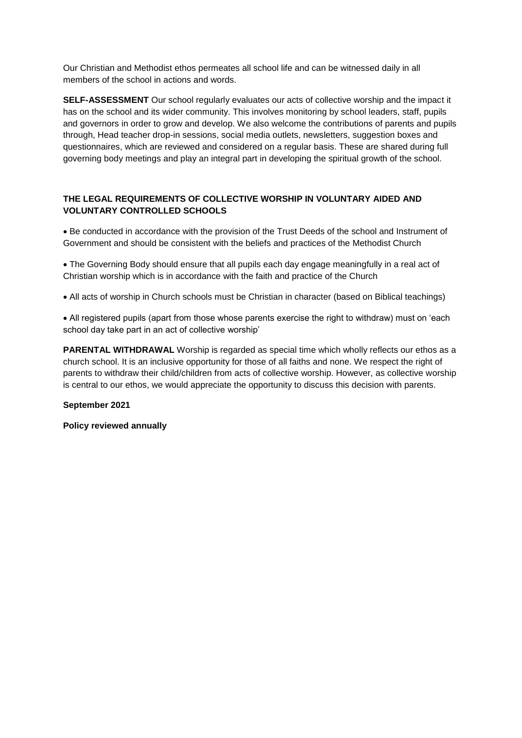Our Christian and Methodist ethos permeates all school life and can be witnessed daily in all members of the school in actions and words.

**SELF-ASSESSMENT** Our school regularly evaluates our acts of collective worship and the impact it has on the school and its wider community. This involves monitoring by school leaders, staff, pupils and governors in order to grow and develop. We also welcome the contributions of parents and pupils through, Head teacher drop-in sessions, social media outlets, newsletters, suggestion boxes and questionnaires, which are reviewed and considered on a regular basis. These are shared during full governing body meetings and play an integral part in developing the spiritual growth of the school.

**THE LEGAL REQUIREMENTS OF COLLECTIVE WORSHIP IN VOLUNTARY AIDED AND VOLUNTARY CONTROLLED SCHOOLS**

- Be conducted in accordance with the provision of the Trust Deeds of the school and Instrument of Government and should be consistent with the beliefs and practices of the Methodist Church
- The Governing Body should ensure that all pupils each day engage meaningfully in a real act of Christian worship which is in accordance with the faith and practice of the Church
- All acts of worship in Church schools must be Christian in character (based on Biblical teachings)
- All registered pupils (apart from those whose parents exercise the right to withdraw) must on 'each school day take part in an act of collective worship'

**PARENTAL WITHDRAWAL** Worship is regarded as special time which wholly reflects our ethos as a church school. It is an inclusive opportunity for those of all faiths and none. We respect the right of parents to withdraw their child/children from acts of collective worship. However, as collective worship is central to our ethos, we would appreciate the opportunity to discuss this decision with parents.

**September 2021**

**Policy reviewed annually**